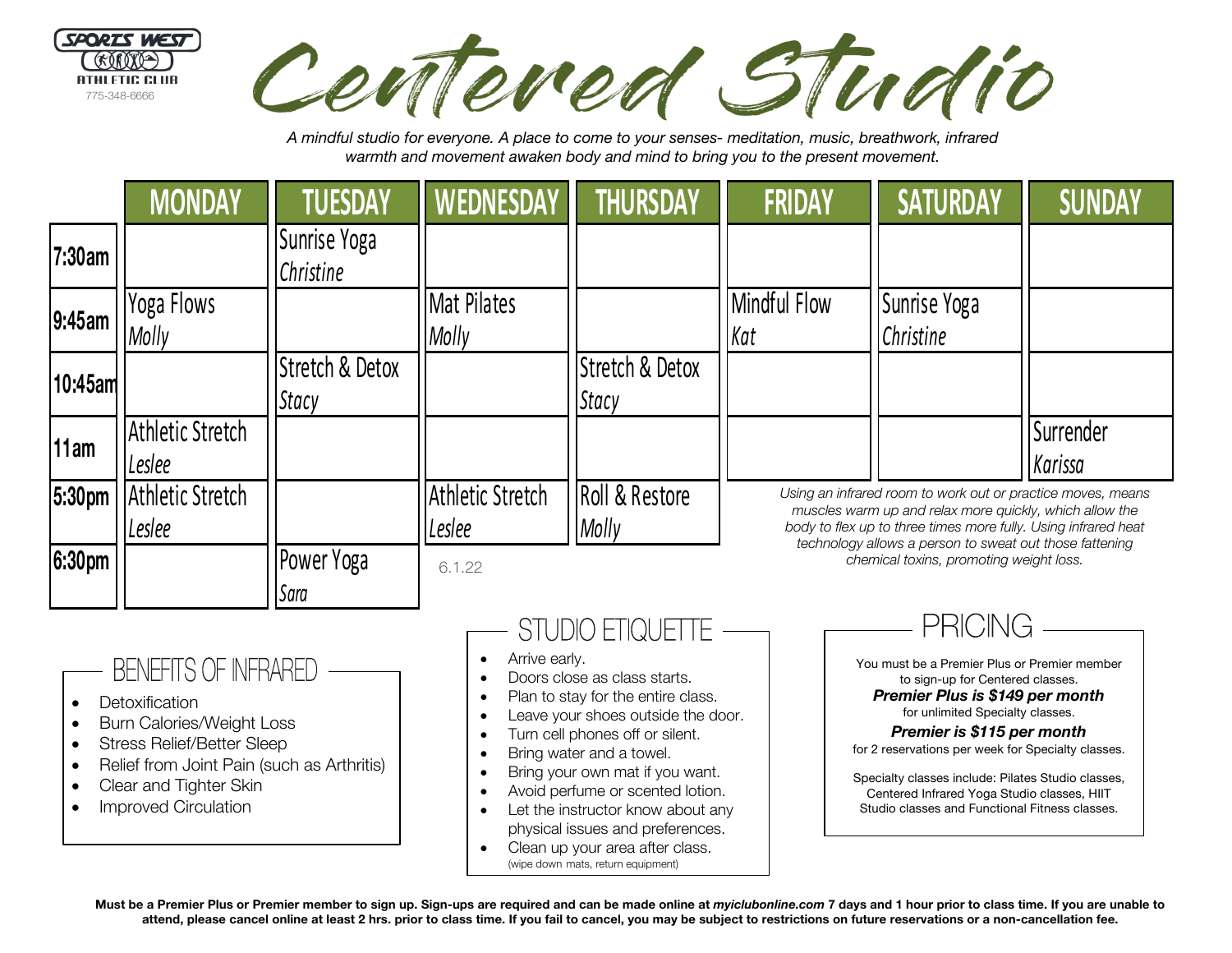SPORTS WEST ATHLETIC CLUB
775-348-6666

# Centered Studio

*A mindful studio for everyone. A place to come to your senses- meditation, music, breathwork, infrared warmth and movement awaken body and mind to bring you to the present movement.*

| | MONDAY | TUESDAY | WEDNESDAY | THURSDAY | FRIDAY | SATURDAY | SUNDAY |
|---|---|---|---|---|---|---|---|
| 7:30am | | Sunrise Yoga *Christine* | | | | | |
| 9:45am | Yoga Flows *Molly* | | Mat Pilates *Molly* | | Mindful Flow *Kat* | Sunrise Yoga *Christine* | |
| 10:45am | | Stretch & Detox *Stacy* | | Stretch & Detox *Stacy* | | | |
| 11am | Athletic Stretch *Leslee* | | | | | | Surrender *Karissa* |
| 5:30pm | Athletic Stretch *Leslee* | | Athletic Stretch *Leslee* | Roll & Restore *Molly* | | | |
| 6:30pm | | Power Yoga *Sara* | | | | | |

6.1.22

*Using an infrared room to work out or practice moves, means muscles warm up and relax more quickly, which allow the body to flex up to three times more fully. Using infrared heat technology allows a person to sweat out those fattening chemical toxins, promoting weight loss.*

## BENEFITS OF INFRARED

- Detoxification
- Burn Calories/Weight Loss
- Stress Relief/Better Sleep
- Relief from Joint Pain (such as Arthritis)
- Clear and Tighter Skin
- Improved Circulation

## STUDIO ETIQUETTE

- Arrive early.
- Doors close as class starts.
- Plan to stay for the entire class.
- Leave your shoes outside the door.
- Turn cell phones off or silent.
- Bring water and a towel.
- Bring your own mat if you want.
- Avoid perfume or scented lotion.
- Let the instructor know about any physical issues and preferences.
- Clean up your area after class. (wipe down mats, return equipment)

## PRICING

You must be a Premier Plus or Premier member to sign-up for Centered classes.

***Premier Plus is $149 per month***
for unlimited Specialty classes.

***Premier is $115 per month***
for 2 reservations per week for Specialty classes.

Specialty classes include: Pilates Studio classes, Centered Infrared Yoga Studio classes, HIIT Studio classes and Functional Fitness classes.

**Must be a Premier Plus or Premier member to sign up. Sign-ups are required and can be made online at *myiclubonline.com* 7 days and 1 hour prior to class time. If you are unable to attend, please cancel online at least 2 hrs. prior to class time. If you fail to cancel, you may be subject to restrictions on future reservations or a non-cancellation fee.**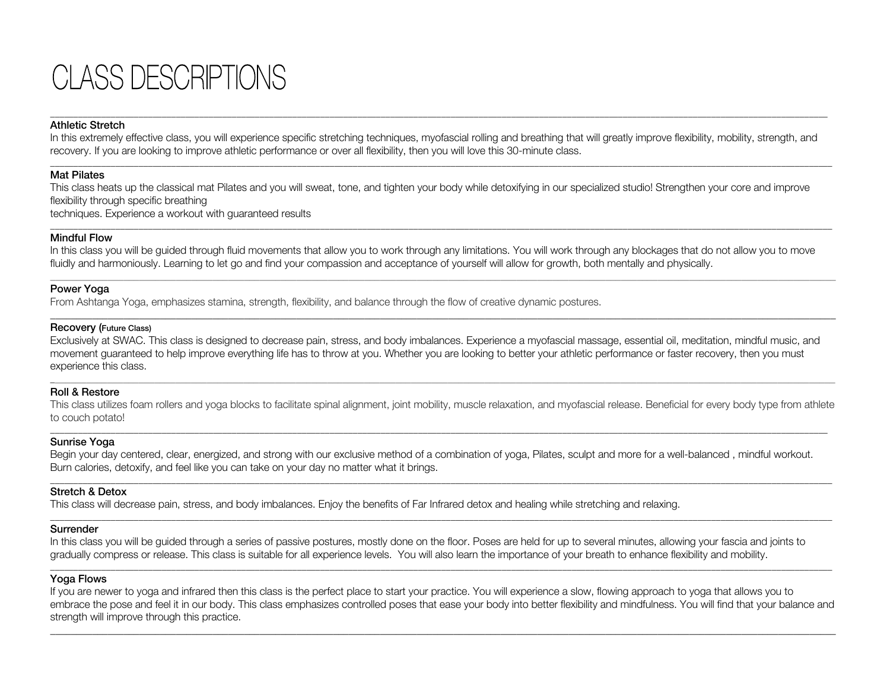# CLASS DESCRIPTIONS

---

### Athletic Stretch

In this extremely effective class, you will experience specific stretching techniques, myofascial rolling and breathing that will greatly improve flexibility, mobility, strength, and recovery. If you are looking to improve athletic performance or over all flexibility, then you will love this 30-minute class.

---

### Mat Pilates

This class heats up the classical mat Pilates and you will sweat, tone, and tighten your body while detoxifying in our specialized studio! Strengthen your core and improve flexibility through specific breathing
techniques. Experience a workout with guaranteed results

---

### Mindful Flow

In this class you will be guided through fluid movements that allow you to work through any limitations. You will work through any blockages that do not allow you to move fluidly and harmoniously. Learning to let go and find your compassion and acceptance of yourself will allow for growth, both mentally and physically.

---

### Power Yoga

From Ashtanga Yoga, emphasizes stamina, strength, flexibility, and balance through the flow of creative dynamic postures.

---

### Recovery (Future Class)

Exclusively at SWAC. This class is designed to decrease pain, stress, and body imbalances. Experience a myofascial massage, essential oil, meditation, mindful music, and movement guaranteed to help improve everything life has to throw at you. Whether you are looking to better your athletic performance or faster recovery, then you must experience this class.

---

### Roll & Restore

This class utilizes foam rollers and yoga blocks to facilitate spinal alignment, joint mobility, muscle relaxation, and myofascial release. Beneficial for every body type from athlete to couch potato!

---

### Sunrise Yoga

Begin your day centered, clear, energized, and strong with our exclusive method of a combination of yoga, Pilates, sculpt and more for a well-balanced , mindful workout. Burn calories, detoxify, and feel like you can take on your day no matter what it brings.

---

### Stretch & Detox

This class will decrease pain, stress, and body imbalances. Enjoy the benefits of Far Infrared detox and healing while stretching and relaxing.

---

### Surrender

In this class you will be guided through a series of passive postures, mostly done on the floor. Poses are held for up to several minutes, allowing your fascia and joints to gradually compress or release. This class is suitable for all experience levels. You will also learn the importance of your breath to enhance flexibility and mobility.

---

### Yoga Flows

If you are newer to yoga and infrared then this class is the perfect place to start your practice. You will experience a slow, flowing approach to yoga that allows you to embrace the pose and feel it in our body. This class emphasizes controlled poses that ease your body into better flexibility and mindfulness. You will find that your balance and strength will improve through this practice.

---